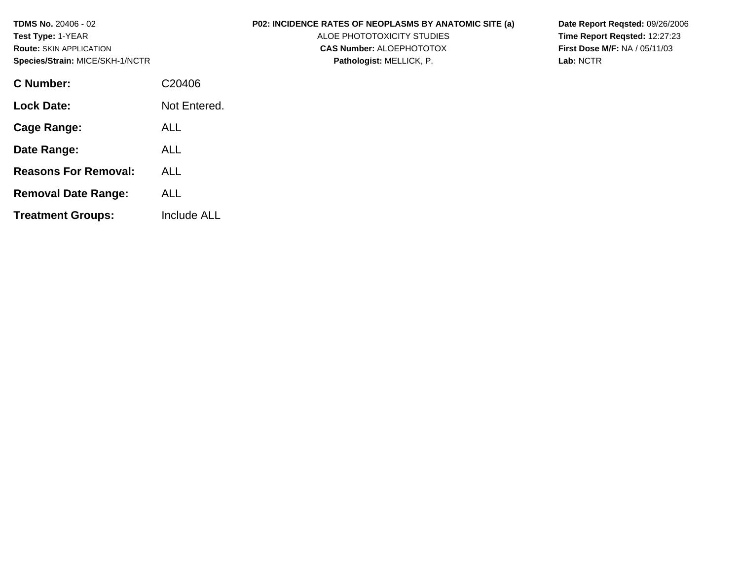**TDMS No.** 20406 - 02
**Test Type:** 1-YEAR
**Route:** SKIN APPLICATION
**Species/Strain:** MICE/SKH-1/NCTR

**P02: INCIDENCE RATES OF NEOPLASMS BY ANATOMIC SITE (a)**
ALOE PHOTOTOXICITY STUDIES
**CAS Number:** ALOEPHOTOTOX
**Pathologist:** MELLICK, P.

**Date Report Reqsted:** 09/26/2006
**Time Report Reqsted:** 12:27:23
**First Dose M/F:** NA / 05/11/03
**Lab:** NCTR

| | |
|---|---|
| **C Number:** | C20406 |
| **Lock Date:** | Not Entered. |
| **Cage Range:** | ALL |
| **Date Range:** | ALL |
| **Reasons For Removal:** | ALL |
| **Removal Date Range:** | ALL |
| **Treatment Groups:** | Include ALL |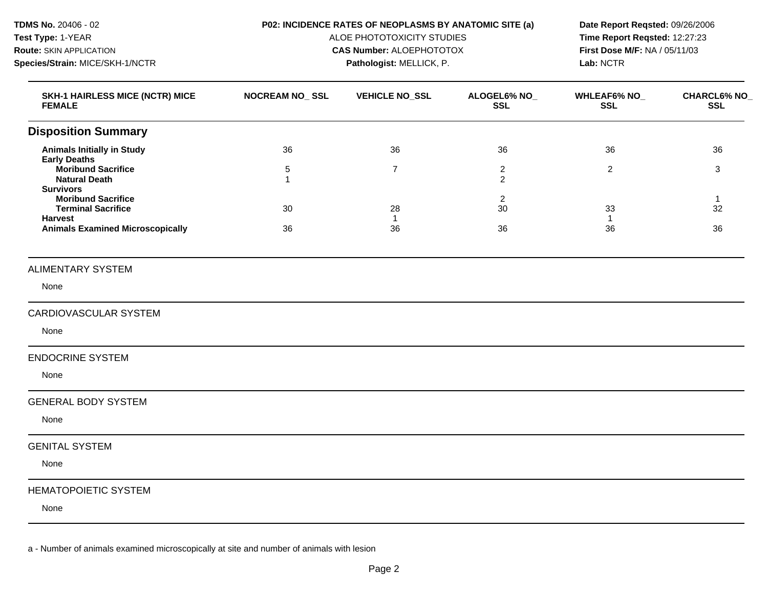**TDMS No.** 20406 - 02
**Test Type:** 1-YEAR
**Route:** SKIN APPLICATION
**Species/Strain:** MICE/SKH-1/NCTR

**P02: INCIDENCE RATES OF NEOPLASMS BY ANATOMIC SITE (a)**
ALOE PHOTOTOXICITY STUDIES
**CAS Number:** ALOEPHOTOTOX
**Pathologist:** MELLICK, P.

**Date Report Reqsted:** 09/26/2006
**Time Report Reqsted:** 12:27:23
**First Dose M/F:** NA / 05/11/03
**Lab:** NCTR

| SKH-1 HAIRLESS MICE (NCTR) MICE FEMALE | NOCREAM NO_ SSL | VEHICLE NO_SSL | ALOGEL6% NO_ SSL | WHLEAF6% NO_ SSL | CHARCL6% NO_ SSL |
|---|---|---|---|---|---|
| **Disposition Summary** | | | | | |
| **Animals Initially in Study** | 36 | 36 | 36 | 36 | 36 |
| **Early Deaths** | | | | | |
| **Moribund Sacrifice** | 5 | 7 | 2 | 2 | 3 |
| **Natural Death** | 1 | | 2 | | |
| **Survivors** | | | | | |
| **Moribund Sacrifice** | | | 2 | | 1 |
| **Terminal Sacrifice** | 30 | 28 | 30 | 33 | 32 |
| **Harvest** | | 1 | | 1 | |
| **Animals Examined Microscopically** | 36 | 36 | 36 | 36 | 36 |

ALIMENTARY SYSTEM

None

CARDIOVASCULAR SYSTEM

None

ENDOCRINE SYSTEM

None

GENERAL BODY SYSTEM

None

GENITAL SYSTEM

None

HEMATOPOIETIC SYSTEM

None

a - Number of animals examined microscopically at site and number of animals with lesion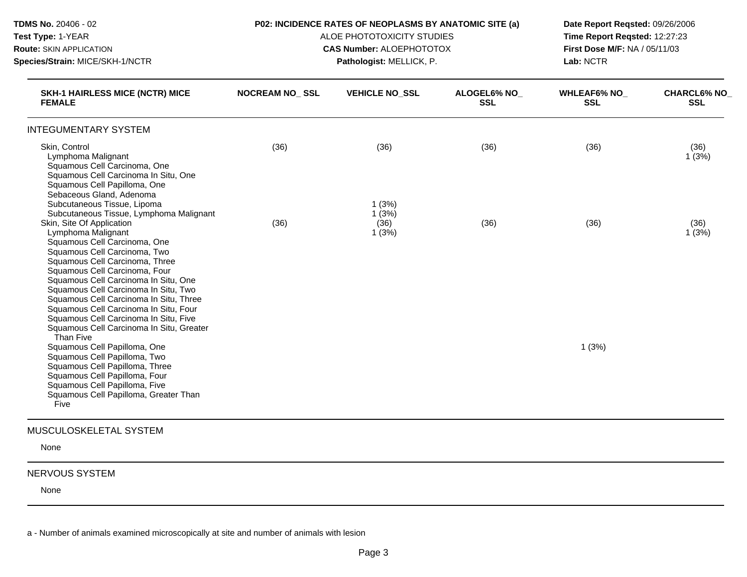**TDMS No.** 20406 - 02
**Test Type:** 1-YEAR
**Route:** SKIN APPLICATION
**Species/Strain:** MICE/SKH-1/NCTR

**P02: INCIDENCE RATES OF NEOPLASMS BY ANATOMIC SITE (a)**
ALOE PHOTOTOXICITY STUDIES
**CAS Number:** ALOEPHOTOTOX
**Pathologist:** MELLICK, P.

**Date Report Reqsted:** 09/26/2006
**Time Report Reqsted:** 12:27:23
**First Dose M/F:** NA / 05/11/03
**Lab:** NCTR

| SKH-1 HAIRLESS MICE (NCTR) MICE FEMALE | NOCREAM NO_ SSL | VEHICLE NO_SSL | ALOGEL6% NO_ SSL | WHLEAF6% NO_ SSL | CHARCL6% NO_ SSL |
|---|---|---|---|---|---|
| **INTEGUMENTARY SYSTEM** | | | | | |
| Skin, Control | (36) | (36) | (36) | (36) | (36) |
| Lymphoma Malignant | | | | | 1 (3%) |
| Squamous Cell Carcinoma, One | | | | | |
| Squamous Cell Carcinoma In Situ, One | | | | | |
| Squamous Cell Papilloma, One | | | | | |
| Sebaceous Gland, Adenoma | | | | | |
| Subcutaneous Tissue, Lipoma | | 1 (3%) | | | |
| Subcutaneous Tissue, Lymphoma Malignant | | 1 (3%) | | | |
| Skin, Site Of Application | (36) | (36) | (36) | (36) | (36) |
| Lymphoma Malignant | | 1 (3%) | | | 1 (3%) |
| Squamous Cell Carcinoma, One | | | | | |
| Squamous Cell Carcinoma, Two | | | | | |
| Squamous Cell Carcinoma, Three | | | | | |
| Squamous Cell Carcinoma, Four | | | | | |
| Squamous Cell Carcinoma In Situ, One | | | | | |
| Squamous Cell Carcinoma In Situ, Two | | | | | |
| Squamous Cell Carcinoma In Situ, Three | | | | | |
| Squamous Cell Carcinoma In Situ, Four | | | | | |
| Squamous Cell Carcinoma In Situ, Five | | | | | |
| Squamous Cell Carcinoma In Situ, Greater Than Five | | | | | |
| Squamous Cell Papilloma, One | | | | 1 (3%) | |
| Squamous Cell Papilloma, Two | | | | | |
| Squamous Cell Papilloma, Three | | | | | |
| Squamous Cell Papilloma, Four | | | | | |
| Squamous Cell Papilloma, Five | | | | | |
| Squamous Cell Papilloma, Greater Than Five | | | | | |
| **MUSCULOSKELETAL SYSTEM** | | | | | |
| None | | | | | |
| **NERVOUS SYSTEM** | | | | | |
| None | | | | | |

a - Number of animals examined microscopically at site and number of animals with lesion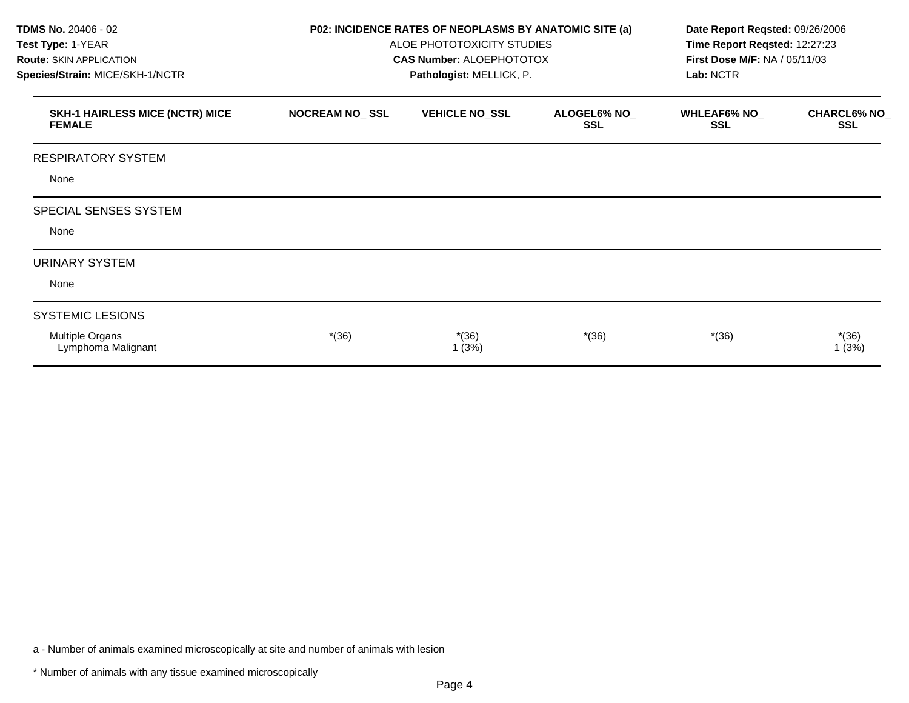| SKH-1 HAIRLESS MICE (NCTR) MICE FEMALE | NOCREAM NO_ SSL | VEHICLE NO_SSL | ALOGEL6% NO_ SSL | WHLEAF6% NO_ SSL | CHARCL6% NO_ SSL |
|---|---|---|---|---|---|
| RESPIRATORY SYSTEM | | | | | |
| None | | | | | |
| SPECIAL SENSES SYSTEM | | | | | |
| None | | | | | |
| URINARY SYSTEM | | | | | |
| None | | | | | |
| SYSTEMIC LESIONS | | | | | |
| Multiple Organs | *(36) | *(36) | *(36) | *(36) | *(36) |
| Lymphoma Malignant | | 1 (3%) | | | 1 (3%) |

a - Number of animals examined microscopically at site and number of animals with lesion

* Number of animals with any tissue examined microscopically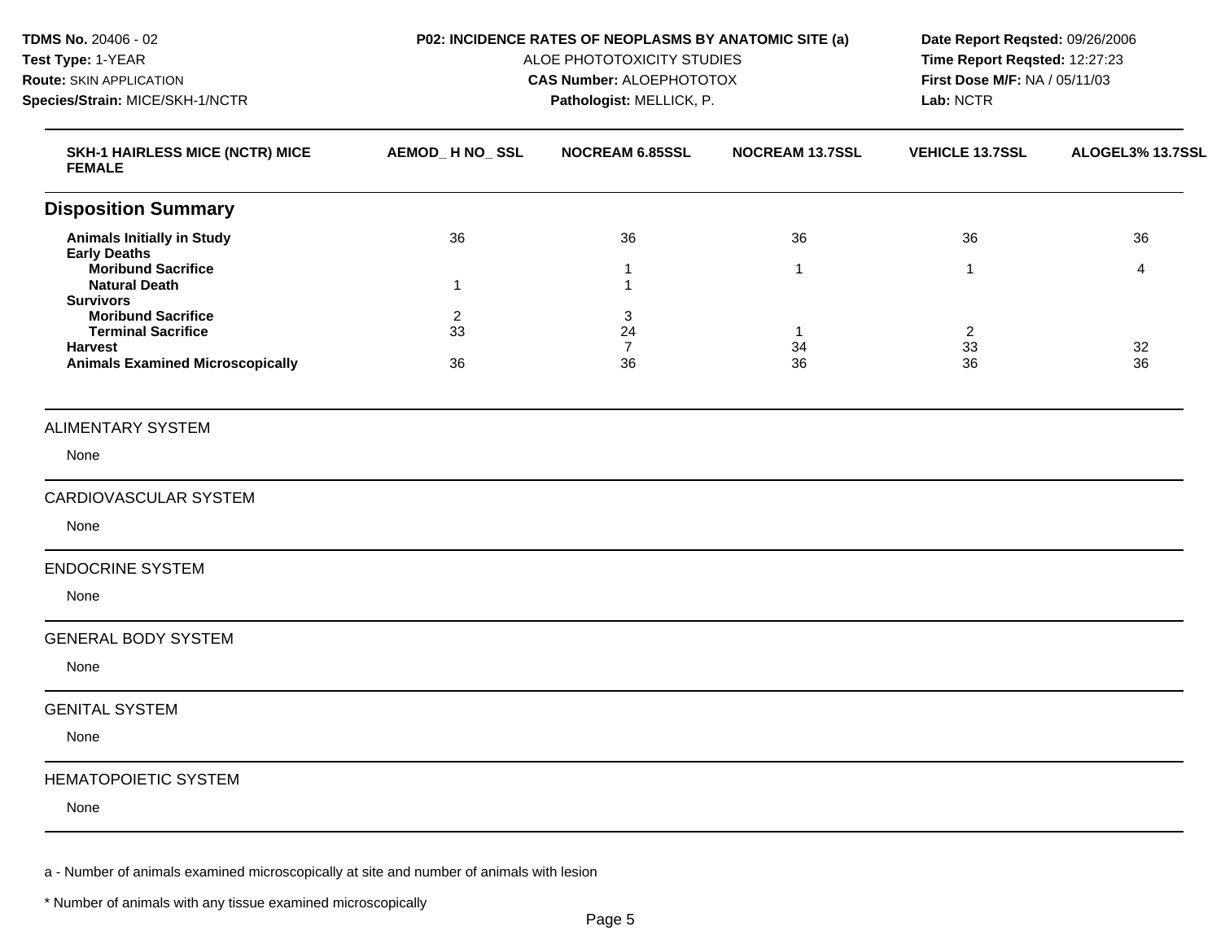**TDMS No.** 20406 - 02
**Test Type:** 1-YEAR
**Route:** SKIN APPLICATION
**Species/Strain:** MICE/SKH-1/NCTR

**P02: INCIDENCE RATES OF NEOPLASMS BY ANATOMIC SITE (a)**
ALOE PHOTOTOXICITY STUDIES
**CAS Number:** ALOEPHOTOTOX
**Pathologist:** MELLICK, P.

**Date Report Reqsted:** 09/26/2006
**Time Report Reqsted:** 12:27:23
**First Dose M/F:** NA / 05/11/03
**Lab:** NCTR

| SKH-1 HAIRLESS MICE (NCTR) MICE FEMALE | AEMOD_ H NO_ SSL | NOCREAM 6.85SSL | NOCREAM 13.7SSL | VEHICLE 13.7SSL | ALOGEL3% 13.7SSL |
|---|---|---|---|---|---|
| **Disposition Summary** | | | | | |
| **Animals Initially in Study** | 36 | 36 | 36 | 36 | 36 |
| **Early Deaths** | | | | | |
| **Moribund Sacrifice** | | 1 | 1 | 1 | 4 |
| **Natural Death** | 1 | 1 | | | |
| **Survivors** | | | | | |
| **Moribund Sacrifice** | 2 | 3 | | | |
| **Terminal Sacrifice** | 33 | 24 | 1 | 2 | |
| **Harvest** | | 7 | 34 | 33 | 32 |
| **Animals Examined Microscopically** | 36 | 36 | 36 | 36 | 36 |

ALIMENTARY SYSTEM

None

CARDIOVASCULAR SYSTEM

None

ENDOCRINE SYSTEM

None

GENERAL BODY SYSTEM

None

GENITAL SYSTEM

None

HEMATOPOIETIC SYSTEM

None

a - Number of animals examined microscopically at site and number of animals with lesion

* Number of animals with any tissue examined microscopically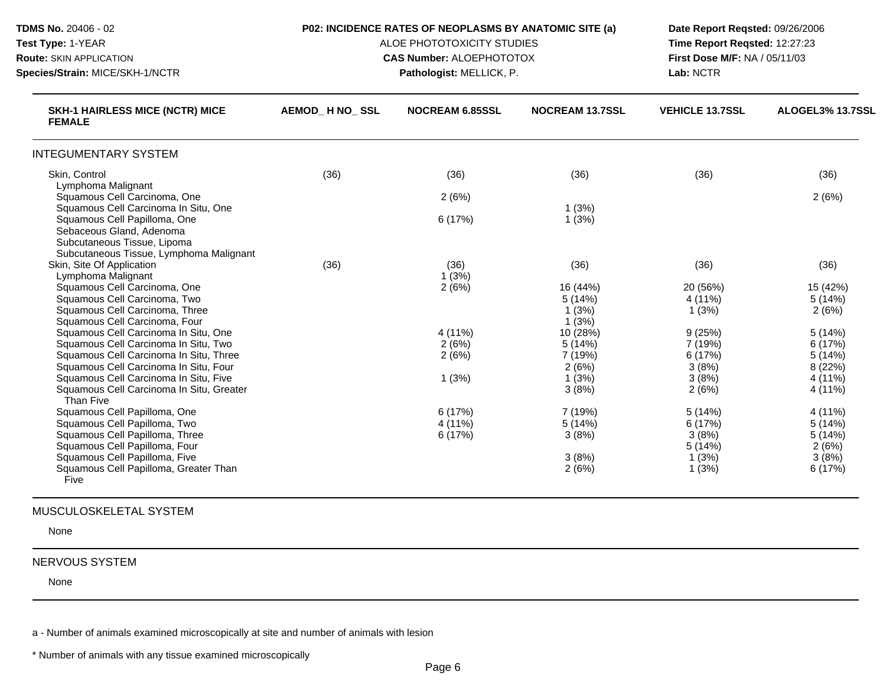**TDMS No.** 20406 - 02
**Test Type:** 1-YEAR
**Route:** SKIN APPLICATION
**Species/Strain:** MICE/SKH-1/NCTR

**P02: INCIDENCE RATES OF NEOPLASMS BY ANATOMIC SITE (a)**
ALOE PHOTOTOXICITY STUDIES
**CAS Number:** ALOEPHOTOTOX
**Pathologist:** MELLICK, P.

**Date Report Reqsted:** 09/26/2006
**Time Report Reqsted:** 12:27:23
**First Dose M/F:** NA / 05/11/03
**Lab:** NCTR

| SKH-1 HAIRLESS MICE (NCTR) MICE FEMALE | AEMOD_ H NO_ SSL | NOCREAM 6.85SSL | NOCREAM 13.7SSL | VEHICLE 13.7SSL | ALOGEL3% 13.7SSL |
|---|---|---|---|---|---|
| INTEGUMENTARY SYSTEM | | | | | |
| Skin, Control | (36) | (36) | (36) | (36) | (36) |
| Lymphoma Malignant | | | | | |
| Squamous Cell Carcinoma, One | | 2 (6%) | | | 2 (6%) |
| Squamous Cell Carcinoma In Situ, One | | | 1 (3%) | | |
| Squamous Cell Papilloma, One | | 6 (17%) | 1 (3%) | | |
| Sebaceous Gland, Adenoma | | | | | |
| Subcutaneous Tissue, Lipoma | | | | | |
| Subcutaneous Tissue, Lymphoma Malignant | | | | | |
| Skin, Site Of Application | (36) | (36) | (36) | (36) | (36) |
| Lymphoma Malignant | | 1 (3%) | | | |
| Squamous Cell Carcinoma, One | | 2 (6%) | 16 (44%) | 20 (56%) | 15 (42%) |
| Squamous Cell Carcinoma, Two | | | 5 (14%) | 4 (11%) | 5 (14%) |
| Squamous Cell Carcinoma, Three | | | 1 (3%) | 1 (3%) | 2 (6%) |
| Squamous Cell Carcinoma, Four | | | 1 (3%) | | |
| Squamous Cell Carcinoma In Situ, One | | 4 (11%) | 10 (28%) | 9 (25%) | 5 (14%) |
| Squamous Cell Carcinoma In Situ, Two | | 2 (6%) | 5 (14%) | 7 (19%) | 6 (17%) |
| Squamous Cell Carcinoma In Situ, Three | | 2 (6%) | 7 (19%) | 6 (17%) | 5 (14%) |
| Squamous Cell Carcinoma In Situ, Four | | | 2 (6%) | 3 (8%) | 8 (22%) |
| Squamous Cell Carcinoma In Situ, Five | | 1 (3%) | 1 (3%) | 3 (8%) | 4 (11%) |
| Squamous Cell Carcinoma In Situ, Greater Than Five | | | 3 (8%) | 2 (6%) | 4 (11%) |
| Squamous Cell Papilloma, One | | 6 (17%) | 7 (19%) | 5 (14%) | 4 (11%) |
| Squamous Cell Papilloma, Two | | 4 (11%) | 5 (14%) | 6 (17%) | 5 (14%) |
| Squamous Cell Papilloma, Three | | 6 (17%) | 3 (8%) | 3 (8%) | 5 (14%) |
| Squamous Cell Papilloma, Four | | | | 5 (14%) | 2 (6%) |
| Squamous Cell Papilloma, Five | | | 3 (8%) | 1 (3%) | 3 (8%) |
| Squamous Cell Papilloma, Greater Than Five | | | 2 (6%) | 1 (3%) | 6 (17%) |
| MUSCULOSKELETAL SYSTEM | | | | | |
| None | | | | | |
| NERVOUS SYSTEM | | | | | |
| None | | | | | |

a - Number of animals examined microscopically at site and number of animals with lesion

* Number of animals with any tissue examined microscopically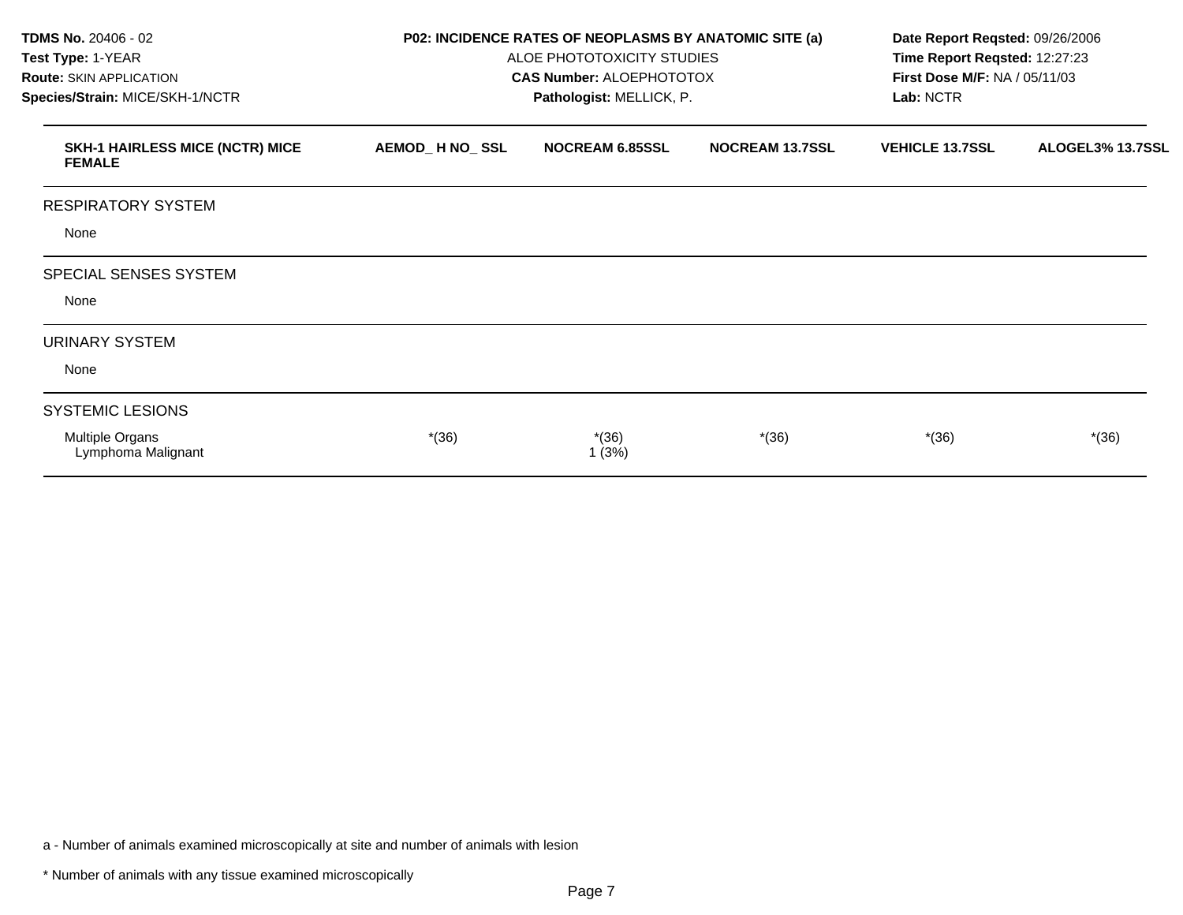**TDMS No.** 20406 - 02
**Test Type:** 1-YEAR
**Route:** SKIN APPLICATION
**Species/Strain:** MICE/SKH-1/NCTR

**P02: INCIDENCE RATES OF NEOPLASMS BY ANATOMIC SITE (a)**
ALOE PHOTOTOXICITY STUDIES
**CAS Number:** ALOEPHOTOTOX
**Pathologist:** MELLICK, P.

**Date Report Reqsted:** 09/26/2006
**Time Report Reqsted:** 12:27:23
**First Dose M/F:** NA / 05/11/03
**Lab:** NCTR

| SKH-1 HAIRLESS MICE (NCTR) MICE FEMALE | AEMOD_ H NO_ SSL | NOCREAM 6.85SSL | NOCREAM 13.7SSL | VEHICLE 13.7SSL | ALOGEL3% 13.7SSL |
|---|---|---|---|---|---|
| RESPIRATORY SYSTEM | | | | | |
| None | | | | | |
| SPECIAL SENSES SYSTEM | | | | | |
| None | | | | | |
| URINARY SYSTEM | | | | | |
| None | | | | | |
| SYSTEMIC LESIONS | | | | | |
| Multiple Organs | *(36) | *(36) | *(36) | *(36) | *(36) |
| Lymphoma Malignant | | 1 (3%) | | | |

a - Number of animals examined microscopically at site and number of animals with lesion

* Number of animals with any tissue examined microscopically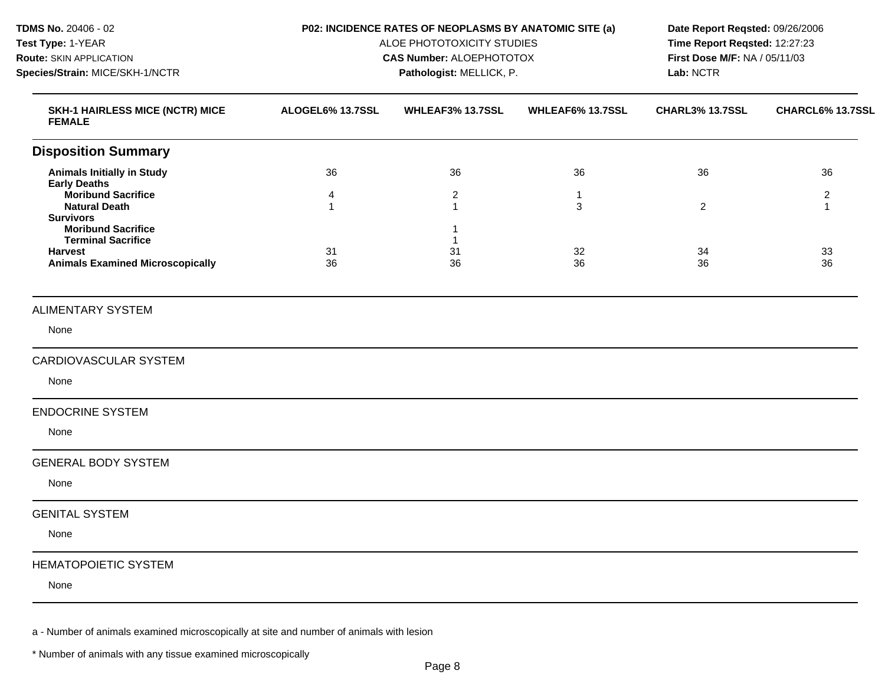**TDMS No.** 20406 - 02
**Test Type:** 1-YEAR
**Route:** SKIN APPLICATION
**Species/Strain:** MICE/SKH-1/NCTR

**P02: INCIDENCE RATES OF NEOPLASMS BY ANATOMIC SITE (a)**
ALOE PHOTOTOXICITY STUDIES
**CAS Number:** ALOEPHOTOTOX
**Pathologist:** MELLICK, P.

**Date Report Reqsted:** 09/26/2006
**Time Report Reqsted:** 12:27:23
**First Dose M/F:** NA / 05/11/03
**Lab:** NCTR

| SKH-1 HAIRLESS MICE (NCTR) MICE FEMALE | ALOGEL6% 13.7SSL | WHLEAF3% 13.7SSL | WHLEAF6% 13.7SSL | CHARL3% 13.7SSL | CHARCL6% 13.7SSL |
|---|---|---|---|---|---|
| **Disposition Summary** | | | | | |
| **Animals Initially in Study** | 36 | 36 | 36 | 36 | 36 |
| **Early Deaths** | | | | | |
| **Moribund Sacrifice** | 4 | 2 | 1 | | 2 |
| **Natural Death** | 1 | 1 | 3 | 2 | 1 |
| **Survivors** | | | | | |
| **Moribund Sacrifice** | | 1 | | | |
| **Terminal Sacrifice** | | 1 | | | |
| **Harvest** | 31 | 31 | 32 | 34 | 33 |
| **Animals Examined Microscopically** | 36 | 36 | 36 | 36 | 36 |

ALIMENTARY SYSTEM

None

CARDIOVASCULAR SYSTEM

None

ENDOCRINE SYSTEM

None

GENERAL BODY SYSTEM

None

GENITAL SYSTEM

None

HEMATOPOIETIC SYSTEM

None

a - Number of animals examined microscopically at site and number of animals with lesion

* Number of animals with any tissue examined microscopically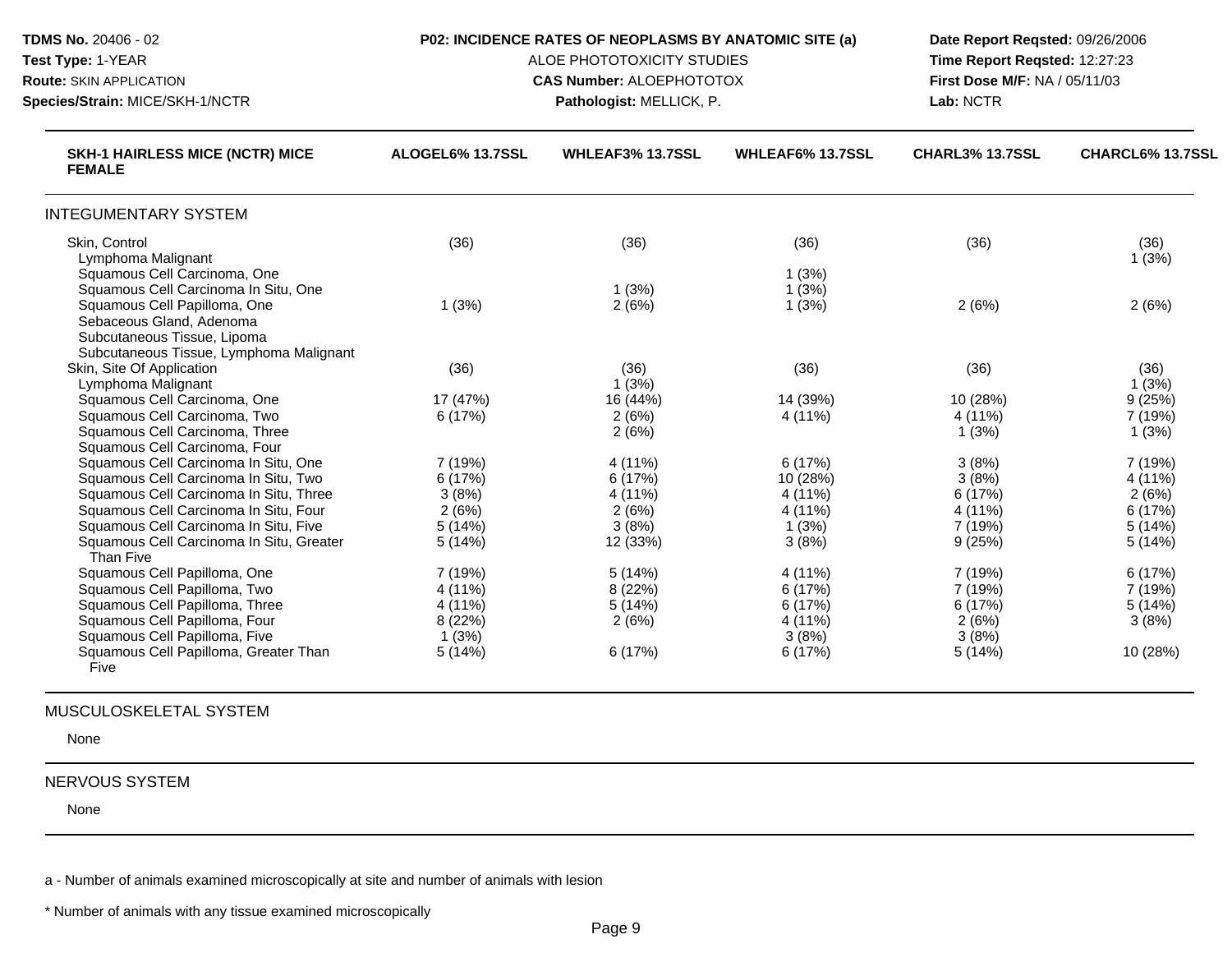**TDMS No.** 20406 - 02
**Test Type:** 1-YEAR
**Route:** SKIN APPLICATION
**Species/Strain:** MICE/SKH-1/NCTR

**P02: INCIDENCE RATES OF NEOPLASMS BY ANATOMIC SITE (a)**
ALOE PHOTOTOXICITY STUDIES
**CAS Number:** ALOEPHOTOTOX
**Pathologist:** MELLICK, P.

**Date Report Reqsted:** 09/26/2006
**Time Report Reqsted:** 12:27:23
**First Dose M/F:** NA / 05/11/03
**Lab:** NCTR

| SKH-1 HAIRLESS MICE (NCTR) MICE FEMALE | ALOGEL6% 13.7SSL | WHLEAF3% 13.7SSL | WHLEAF6% 13.7SSL | CHARL3% 13.7SSL | CHARCL6% 13.7SSL |
|---|---|---|---|---|---|
| INTEGUMENTARY SYSTEM | | | | | |
| Skin, Control | (36) | (36) | (36) | (36) | (36) |
| Lymphoma Malignant | | | | | 1 (3%) |
| Squamous Cell Carcinoma, One | | | 1 (3%) | | |
| Squamous Cell Carcinoma In Situ, One | | 1 (3%) | 1 (3%) | | |
| Squamous Cell Papilloma, One | 1 (3%) | 2 (6%) | 1 (3%) | 2 (6%) | 2 (6%) |
| Sebaceous Gland, Adenoma | | | | | |
| Subcutaneous Tissue, Lipoma | | | | | |
| Subcutaneous Tissue, Lymphoma Malignant | | | | | |
| Skin, Site Of Application | (36) | (36) | (36) | (36) | (36) |
| Lymphoma Malignant | | 1 (3%) | | | 1 (3%) |
| Squamous Cell Carcinoma, One | 17 (47%) | 16 (44%) | 14 (39%) | 10 (28%) | 9 (25%) |
| Squamous Cell Carcinoma, Two | 6 (17%) | 2 (6%) | 4 (11%) | 4 (11%) | 7 (19%) |
| Squamous Cell Carcinoma, Three | | 2 (6%) | | 1 (3%) | 1 (3%) |
| Squamous Cell Carcinoma, Four | | | | | |
| Squamous Cell Carcinoma In Situ, One | 7 (19%) | 4 (11%) | 6 (17%) | 3 (8%) | 7 (19%) |
| Squamous Cell Carcinoma In Situ, Two | 6 (17%) | 6 (17%) | 10 (28%) | 3 (8%) | 4 (11%) |
| Squamous Cell Carcinoma In Situ, Three | 3 (8%) | 4 (11%) | 4 (11%) | 6 (17%) | 2 (6%) |
| Squamous Cell Carcinoma In Situ, Four | 2 (6%) | 2 (6%) | 4 (11%) | 4 (11%) | 6 (17%) |
| Squamous Cell Carcinoma In Situ, Five | 5 (14%) | 3 (8%) | 1 (3%) | 7 (19%) | 5 (14%) |
| Squamous Cell Carcinoma In Situ, Greater Than Five | 5 (14%) | 12 (33%) | 3 (8%) | 9 (25%) | 5 (14%) |
| Squamous Cell Papilloma, One | 7 (19%) | 5 (14%) | 4 (11%) | 7 (19%) | 6 (17%) |
| Squamous Cell Papilloma, Two | 4 (11%) | 8 (22%) | 6 (17%) | 7 (19%) | 7 (19%) |
| Squamous Cell Papilloma, Three | 4 (11%) | 5 (14%) | 6 (17%) | 6 (17%) | 5 (14%) |
| Squamous Cell Papilloma, Four | 8 (22%) | 2 (6%) | 4 (11%) | 2 (6%) | 3 (8%) |
| Squamous Cell Papilloma, Five | 1 (3%) | | 3 (8%) | 3 (8%) | |
| Squamous Cell Papilloma, Greater Than Five | 5 (14%) | 6 (17%) | 6 (17%) | 5 (14%) | 10 (28%) |
| MUSCULOSKELETAL SYSTEM | | | | | |
| None | | | | | |
| NERVOUS SYSTEM | | | | | |
| None | | | | | |

a - Number of animals examined microscopically at site and number of animals with lesion

* Number of animals with any tissue examined microscopically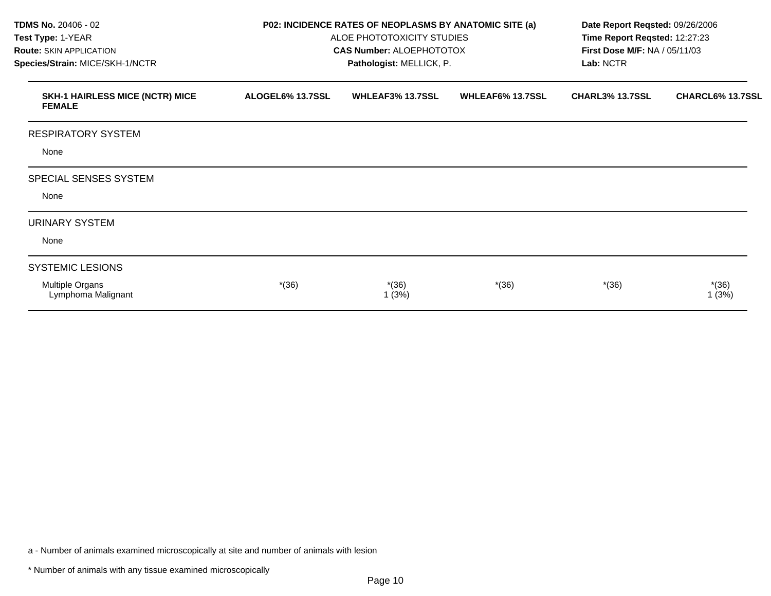**TDMS No.** 20406 - 02
**Test Type:** 1-YEAR
**Route:** SKIN APPLICATION
**Species/Strain:** MICE/SKH-1/NCTR

**P02: INCIDENCE RATES OF NEOPLASMS BY ANATOMIC SITE (a)**
ALOE PHOTOTOXICITY STUDIES
**CAS Number:** ALOEPHOTOTOX
**Pathologist:** MELLICK, P.

**Date Report Reqsted:** 09/26/2006
**Time Report Reqsted:** 12:27:23
**First Dose M/F:** NA / 05/11/03
**Lab:** NCTR

| SKH-1 HAIRLESS MICE (NCTR) MICE FEMALE | ALOGEL6% 13.7SSL | WHLEAF3% 13.7SSL | WHLEAF6% 13.7SSL | CHARL3% 13.7SSL | CHARCL6% 13.7SSL |
|---|---|---|---|---|---|
| RESPIRATORY SYSTEM | | | | | |
| None | | | | | |
| SPECIAL SENSES SYSTEM | | | | | |
| None | | | | | |
| URINARY SYSTEM | | | | | |
| None | | | | | |
| SYSTEMIC LESIONS | | | | | |
| Multiple Organs | *(36) | *(36) | *(36) | *(36) | *(36) |
| Lymphoma Malignant | | 1 (3%) | | | 1 (3%) |

a - Number of animals examined microscopically at site and number of animals with lesion

* Number of animals with any tissue examined microscopically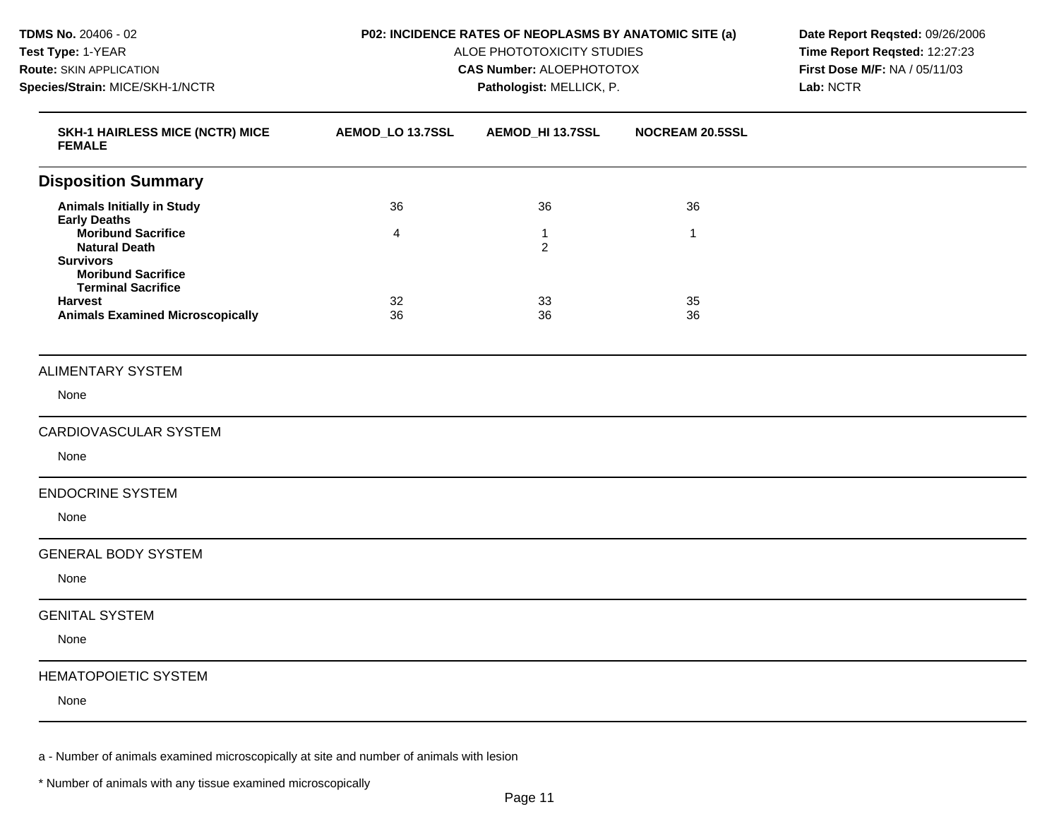**TDMS No.** 20406 - 02
**Test Type:** 1-YEAR
**Route:** SKIN APPLICATION
**Species/Strain:** MICE/SKH-1/NCTR

**P02: INCIDENCE RATES OF NEOPLASMS BY ANATOMIC SITE (a)**
ALOE PHOTOTOXICITY STUDIES
**CAS Number:** ALOEPHOTOTOX
**Pathologist:** MELLICK, P.

**Date Report Reqsted:** 09/26/2006
**Time Report Reqsted:** 12:27:23
**First Dose M/F:** NA / 05/11/03
**Lab:** NCTR

| SKH-1 HAIRLESS MICE (NCTR) MICE FEMALE | AEMOD_LO 13.7SSL | AEMOD_HI 13.7SSL | NOCREAM 20.5SSL |
|---|---|---|---|
| **Disposition Summary** | | | |
| **Animals Initially in Study** | 36 | 36 | 36 |
| **Early Deaths** | | | |
| **Moribund Sacrifice** | 4 | 1 | 1 |
| **Natural Death** | | 2 | |
| **Survivors** | | | |
| **Moribund Sacrifice** | | | |
| **Terminal Sacrifice** | | | |
| **Harvest** | 32 | 33 | 35 |
| **Animals Examined Microscopically** | 36 | 36 | 36 |

ALIMENTARY SYSTEM

None

CARDIOVASCULAR SYSTEM

None

ENDOCRINE SYSTEM

None

GENERAL BODY SYSTEM

None

GENITAL SYSTEM

None

HEMATOPOIETIC SYSTEM

None

a - Number of animals examined microscopically at site and number of animals with lesion

* Number of animals with any tissue examined microscopically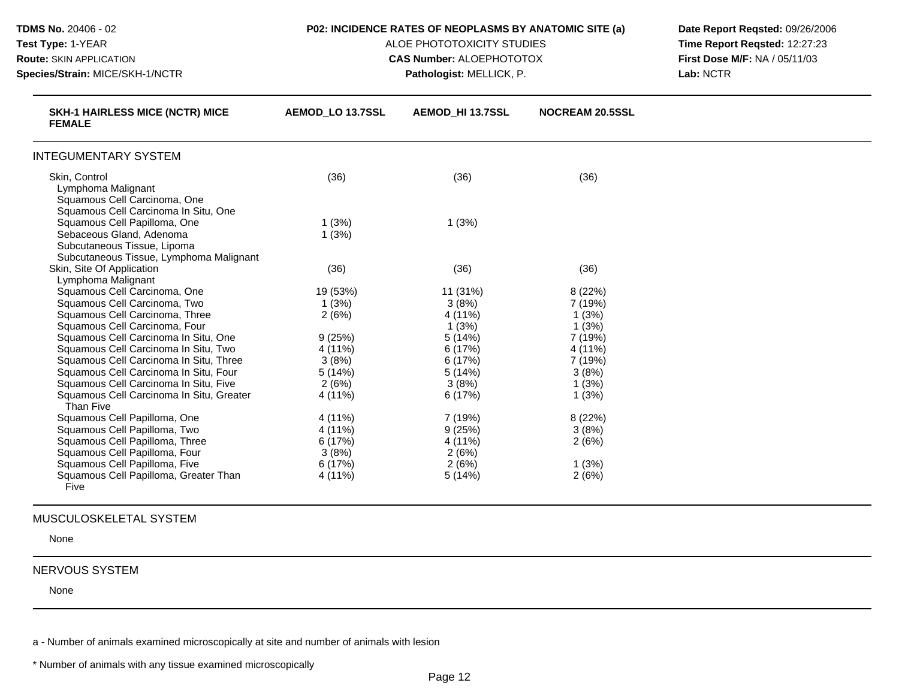**TDMS No.** 20406 - 02
**Test Type:** 1-YEAR
**Route:** SKIN APPLICATION
**Species/Strain:** MICE/SKH-1/NCTR

**P02: INCIDENCE RATES OF NEOPLASMS BY ANATOMIC SITE (a)**
ALOE PHOTOTOXICITY STUDIES
**CAS Number:** ALOEPHOTOTOX
**Pathologist:** MELLICK, P.

**Date Report Reqsted:** 09/26/2006
**Time Report Reqsted:** 12:27:23
**First Dose M/F:** NA / 05/11/03
**Lab:** NCTR

| SKH-1 HAIRLESS MICE (NCTR) MICE FEMALE | AEMOD_LO 13.7SSL | AEMOD_HI 13.7SSL | NOCREAM 20.5SSL |
|---|---|---|---|
| **INTEGUMENTARY SYSTEM** | | | |
| Skin, Control | (36) | (36) | (36) |
| Lymphoma Malignant | | | |
| Squamous Cell Carcinoma, One | | | |
| Squamous Cell Carcinoma In Situ, One | | | |
| Squamous Cell Papilloma, One | 1 (3%) | 1 (3%) | |
| Sebaceous Gland, Adenoma | 1 (3%) | | |
| Subcutaneous Tissue, Lipoma | | | |
| Subcutaneous Tissue, Lymphoma Malignant | | | |
| Skin, Site Of Application | (36) | (36) | (36) |
| Lymphoma Malignant | | | |
| Squamous Cell Carcinoma, One | 19 (53%) | 11 (31%) | 8 (22%) |
| Squamous Cell Carcinoma, Two | 1 (3%) | 3 (8%) | 7 (19%) |
| Squamous Cell Carcinoma, Three | 2 (6%) | 4 (11%) | 1 (3%) |
| Squamous Cell Carcinoma, Four | | 1 (3%) | 1 (3%) |
| Squamous Cell Carcinoma In Situ, One | 9 (25%) | 5 (14%) | 7 (19%) |
| Squamous Cell Carcinoma In Situ, Two | 4 (11%) | 6 (17%) | 4 (11%) |
| Squamous Cell Carcinoma In Situ, Three | 3 (8%) | 6 (17%) | 7 (19%) |
| Squamous Cell Carcinoma In Situ, Four | 5 (14%) | 5 (14%) | 3 (8%) |
| Squamous Cell Carcinoma In Situ, Five | 2 (6%) | 3 (8%) | 1 (3%) |
| Squamous Cell Carcinoma In Situ, Greater Than Five | 4 (11%) | 6 (17%) | 1 (3%) |
| Squamous Cell Papilloma, One | 4 (11%) | 7 (19%) | 8 (22%) |
| Squamous Cell Papilloma, Two | 4 (11%) | 9 (25%) | 3 (8%) |
| Squamous Cell Papilloma, Three | 6 (17%) | 4 (11%) | 2 (6%) |
| Squamous Cell Papilloma, Four | 3 (8%) | 2 (6%) | |
| Squamous Cell Papilloma, Five | 6 (17%) | 2 (6%) | 1 (3%) |
| Squamous Cell Papilloma, Greater Than Five | 4 (11%) | 5 (14%) | 2 (6%) |

MUSCULOSKELETAL SYSTEM

None

NERVOUS SYSTEM

None

a - Number of animals examined microscopically at site and number of animals with lesion

* Number of animals with any tissue examined microscopically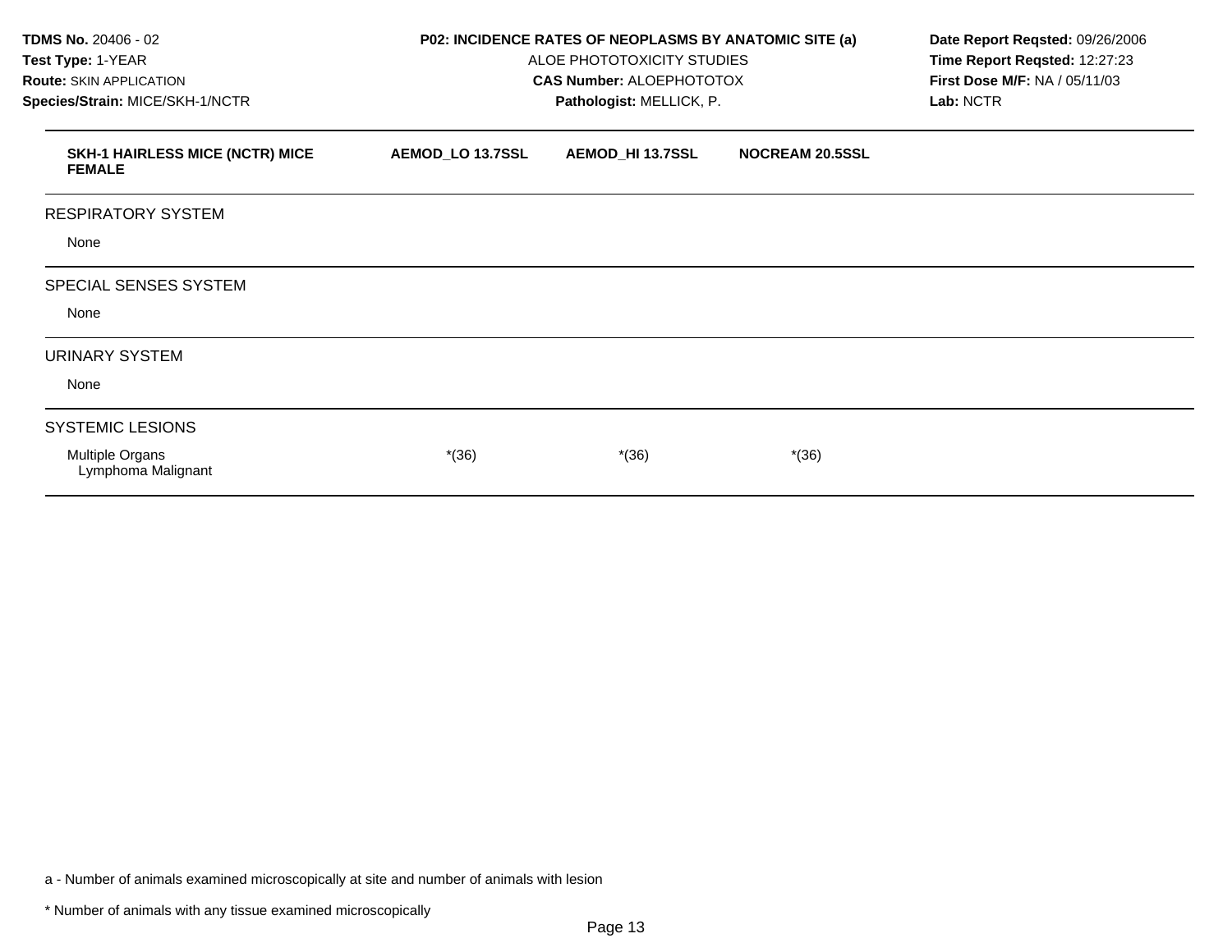**TDMS No.** 20406 - 02
**Test Type:** 1-YEAR
**Route:** SKIN APPLICATION
**Species/Strain:** MICE/SKH-1/NCTR

**P02: INCIDENCE RATES OF NEOPLASMS BY ANATOMIC SITE (a)**
ALOE PHOTOTOXICITY STUDIES
**CAS Number:** ALOEPHOTOTOX
**Pathologist:** MELLICK, P.

**Date Report Reqsted:** 09/26/2006
**Time Report Reqsted:** 12:27:23
**First Dose M/F:** NA / 05/11/03
**Lab:** NCTR

| SKH-1 HAIRLESS MICE (NCTR) MICE FEMALE | AEMOD_LO 13.7SSL | AEMOD_HI 13.7SSL | NOCREAM 20.5SSL |
|---|---|---|---|
| RESPIRATORY SYSTEM | | | |
| None | | | |
| SPECIAL SENSES SYSTEM | | | |
| None | | | |
| URINARY SYSTEM | | | |
| None | | | |
| SYSTEMIC LESIONS | | | |
| Multiple Organs | *(36) | *(36) | *(36) |
| Lymphoma Malignant | | | |

a - Number of animals examined microscopically at site and number of animals with lesion

* Number of animals with any tissue examined microscopically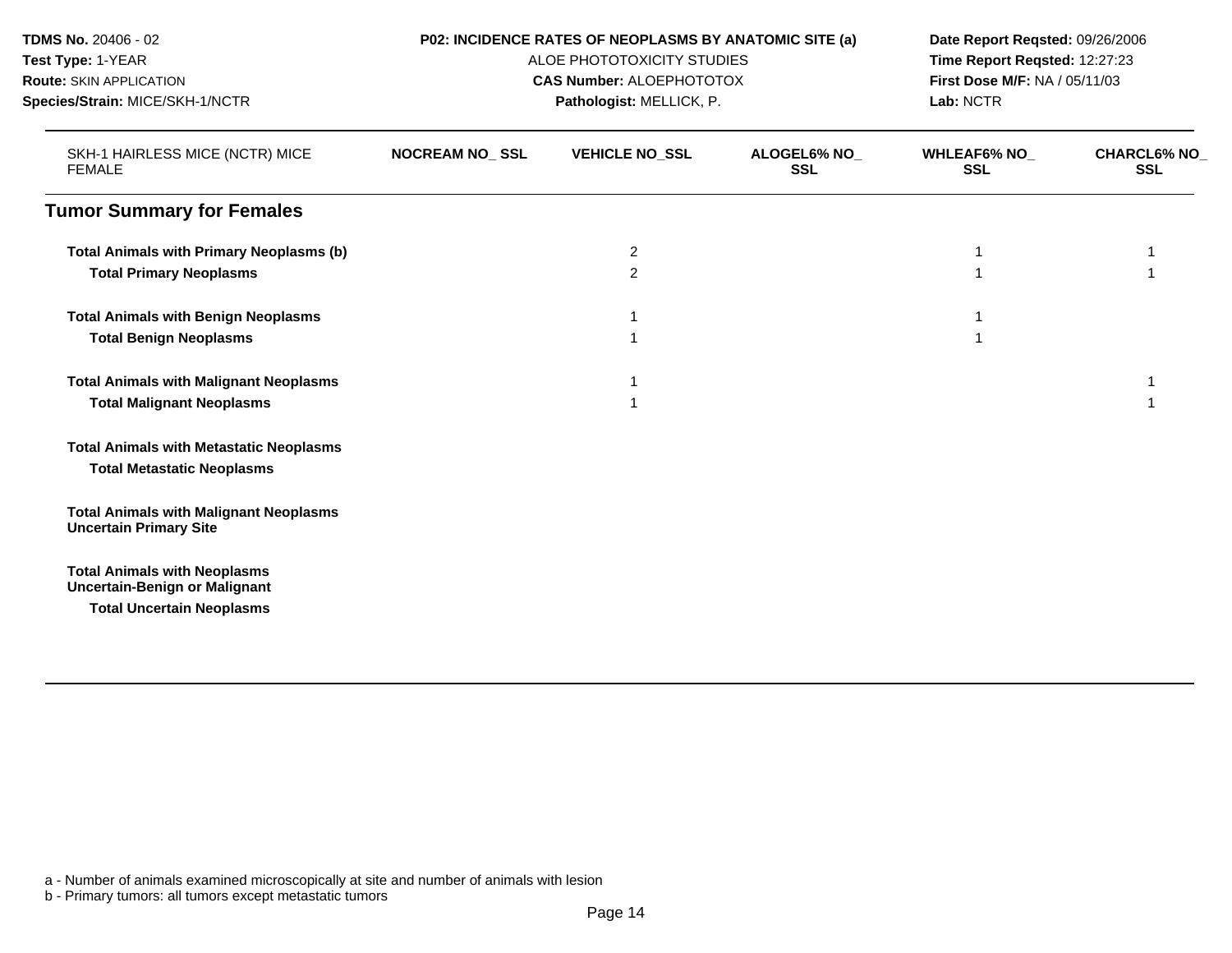**TDMS No.** 20406 - 02
**Test Type:** 1-YEAR
**Route:** SKIN APPLICATION
**Species/Strain:** MICE/SKH-1/NCTR

**P02: INCIDENCE RATES OF NEOPLASMS BY ANATOMIC SITE (a)**
ALOE PHOTOTOXICITY STUDIES
**CAS Number:** ALOEPHOTOTOX
**Pathologist:** MELLICK, P.

**Date Report Reqsted:** 09/26/2006
**Time Report Reqsted:** 12:27:23
**First Dose M/F:** NA / 05/11/03
**Lab:** NCTR

| SKH-1 HAIRLESS MICE (NCTR) MICE FEMALE | NOCREAM NO_ SSL | VEHICLE NO_SSL | ALOGEL6% NO_ SSL | WHLEAF6% NO_ SSL | CHARCL6% NO_ SSL |
|---|---|---|---|---|---|
| **Tumor Summary for Females** | | | | | |
| **Total Animals with Primary Neoplasms (b)** | | 2 | | 1 | 1 |
| **Total Primary Neoplasms** | | 2 | | 1 | 1 |
| **Total Animals with Benign Neoplasms** | | 1 | | 1 | |
| **Total Benign Neoplasms** | | 1 | | 1 | |
| **Total Animals with Malignant Neoplasms** | | 1 | | | 1 |
| **Total Malignant Neoplasms** | | 1 | | | 1 |
| **Total Animals with Metastatic Neoplasms** | | | | | |
| **Total Metastatic Neoplasms** | | | | | |
| **Total Animals with Malignant Neoplasms Uncertain Primary Site** | | | | | |
| **Total Animals with Neoplasms Uncertain-Benign or Malignant** | | | | | |
| **Total Uncertain Neoplasms** | | | | | |

a - Number of animals examined microscopically at site and number of animals with lesion
b - Primary tumors: all tumors except metastatic tumors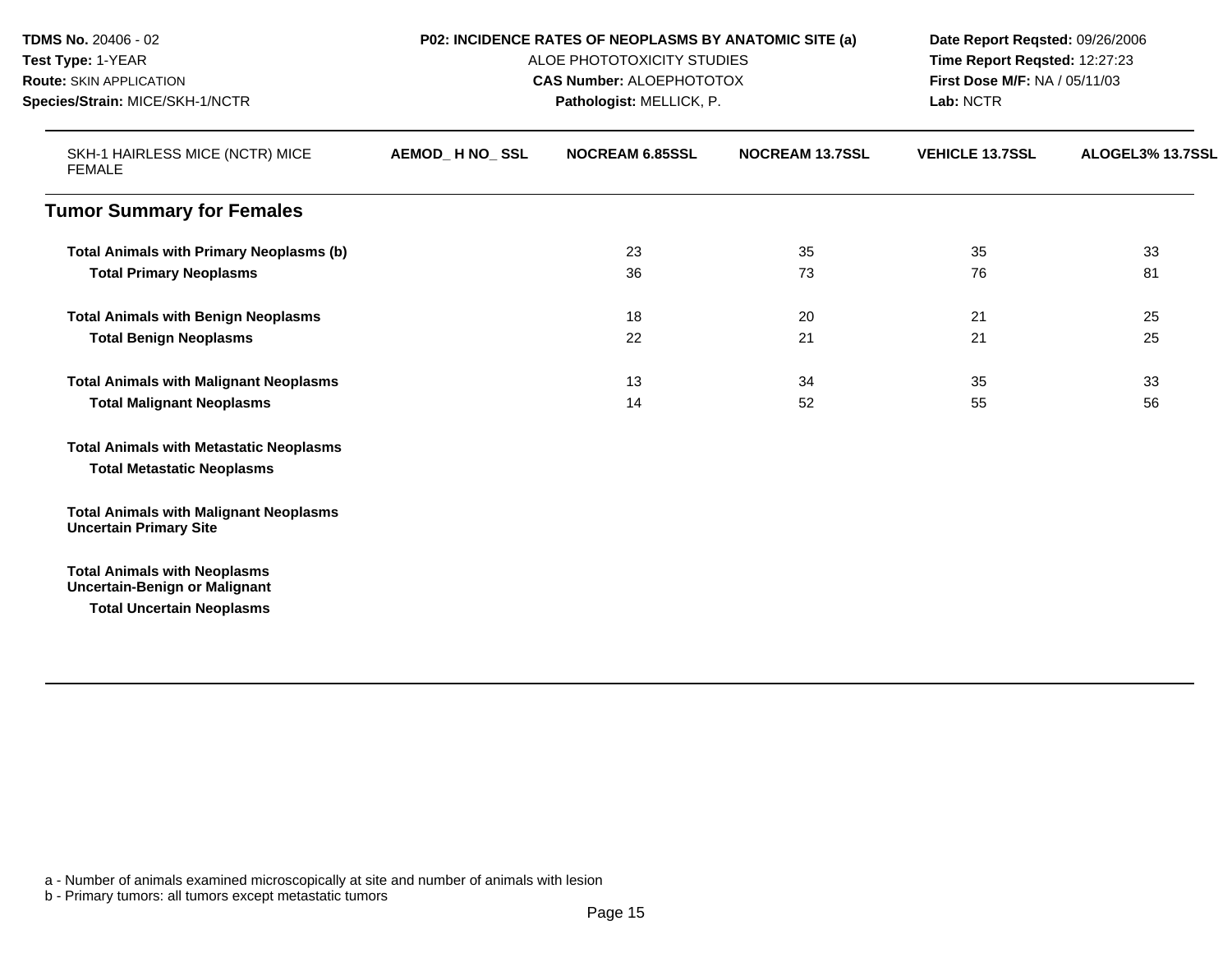**TDMS No.** 20406 - 02
**Test Type:** 1-YEAR
**Route:** SKIN APPLICATION
**Species/Strain:** MICE/SKH-1/NCTR

**P02: INCIDENCE RATES OF NEOPLASMS BY ANATOMIC SITE (a)**
ALOE PHOTOTOXICITY STUDIES
**CAS Number:** ALOEPHOTOTOX
**Pathologist:** MELLICK, P.

**Date Report Reqsted:** 09/26/2006
**Time Report Reqsted:** 12:27:23
**First Dose M/F:** NA / 05/11/03
**Lab:** NCTR

| SKH-1 HAIRLESS MICE (NCTR) MICE FEMALE | AEMOD_ H NO_ SSL | NOCREAM 6.85SSL | NOCREAM 13.7SSL | VEHICLE 13.7SSL | ALOGEL3% 13.7SSL |
|---|---|---|---|---|---|
| **Tumor Summary for Females** | | | | | |
| **Total Animals with Primary Neoplasms (b)** | | 23 | 35 | 35 | 33 |
| **Total Primary Neoplasms** | | 36 | 73 | 76 | 81 |
| **Total Animals with Benign Neoplasms** | | 18 | 20 | 21 | 25 |
| **Total Benign Neoplasms** | | 22 | 21 | 21 | 25 |
| **Total Animals with Malignant Neoplasms** | | 13 | 34 | 35 | 33 |
| **Total Malignant Neoplasms** | | 14 | 52 | 55 | 56 |
| **Total Animals with Metastatic Neoplasms** | | | | | |
| **Total Metastatic Neoplasms** | | | | | |
| **Total Animals with Malignant Neoplasms Uncertain Primary Site** | | | | | |
| **Total Animals with Neoplasms Uncertain-Benign or Malignant** | | | | | |
| **Total Uncertain Neoplasms** | | | | | |

a - Number of animals examined microscopically at site and number of animals with lesion
b - Primary tumors: all tumors except metastatic tumors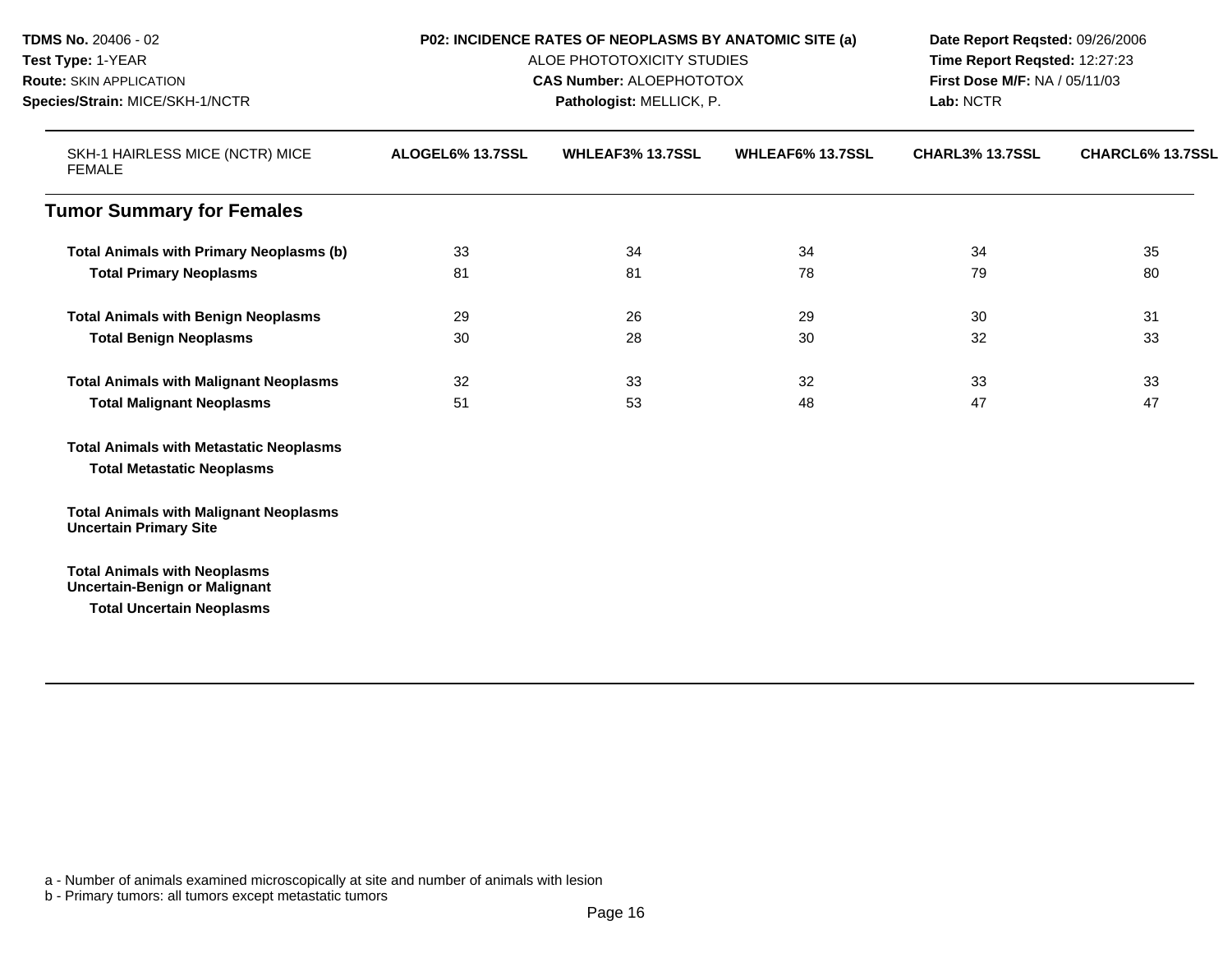**TDMS No.** 20406 - 02
**Test Type:** 1-YEAR
**Route:** SKIN APPLICATION
**Species/Strain:** MICE/SKH-1/NCTR

**P02: INCIDENCE RATES OF NEOPLASMS BY ANATOMIC SITE (a)**
ALOE PHOTOTOXICITY STUDIES
**CAS Number:** ALOEPHOTOTOX
**Pathologist:** MELLICK, P.

**Date Report Reqsted:** 09/26/2006
**Time Report Reqsted:** 12:27:23
**First Dose M/F:** NA / 05/11/03
**Lab:** NCTR

| SKH-1 HAIRLESS MICE (NCTR) MICE FEMALE | ALOGEL6% 13.7SSL | WHLEAF3% 13.7SSL | WHLEAF6% 13.7SSL | CHARL3% 13.7SSL | CHARCL6% 13.7SSL |
|---|---|---|---|---|---|
| **Tumor Summary for Females** | | | | | |
| **Total Animals with Primary Neoplasms (b)** | 33 | 34 | 34 | 34 | 35 |
| **Total Primary Neoplasms** | 81 | 81 | 78 | 79 | 80 |
| **Total Animals with Benign Neoplasms** | 29 | 26 | 29 | 30 | 31 |
| **Total Benign Neoplasms** | 30 | 28 | 30 | 32 | 33 |
| **Total Animals with Malignant Neoplasms** | 32 | 33 | 32 | 33 | 33 |
| **Total Malignant Neoplasms** | 51 | 53 | 48 | 47 | 47 |
| **Total Animals with Metastatic Neoplasms** | | | | | |
| **Total Metastatic Neoplasms** | | | | | |
| **Total Animals with Malignant Neoplasms Uncertain Primary Site** | | | | | |
| **Total Animals with Neoplasms Uncertain-Benign or Malignant** | | | | | |
| **Total Uncertain Neoplasms** | | | | | |

a - Number of animals examined microscopically at site and number of animals with lesion
b - Primary tumors: all tumors except metastatic tumors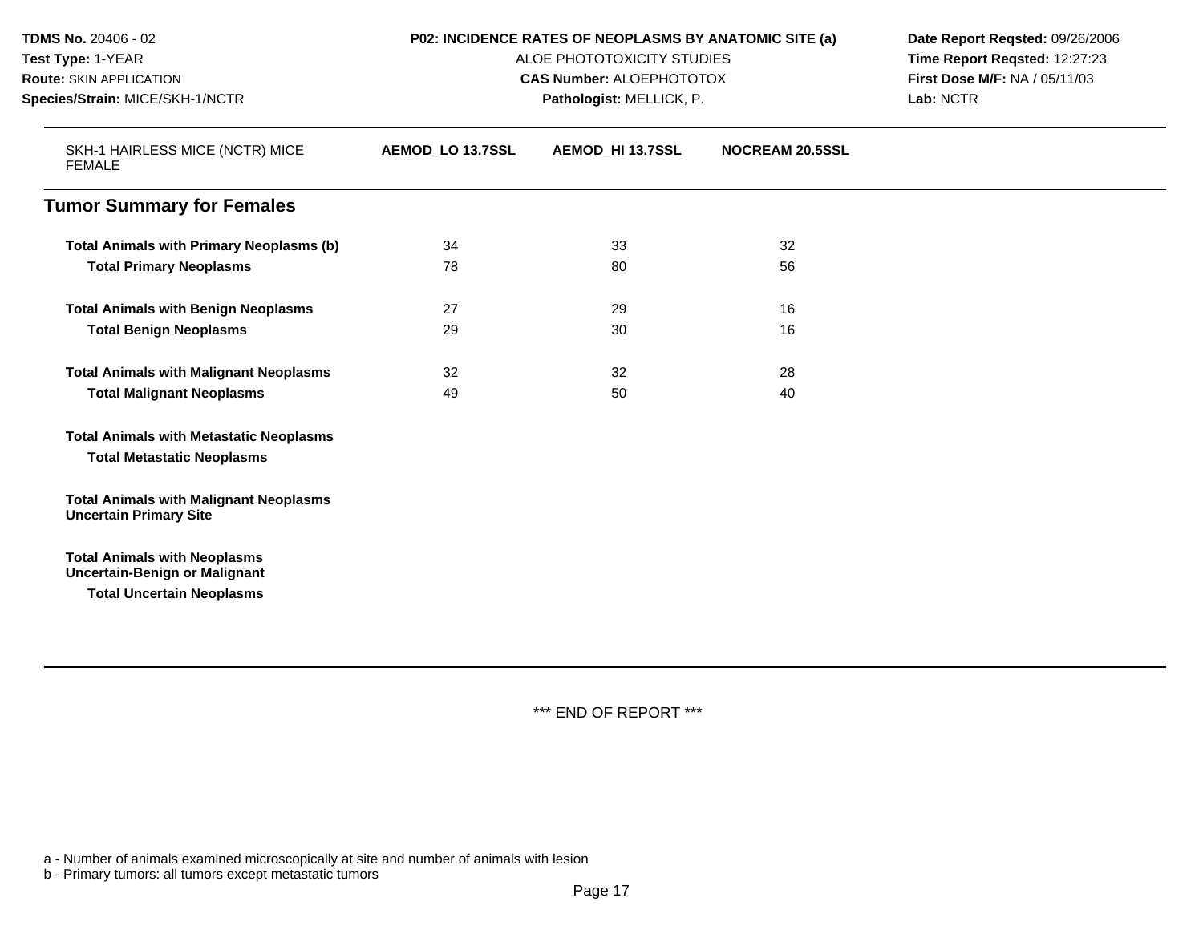| SKH-1 HAIRLESS MICE (NCTR) MICE FEMALE | AEMOD_LO 13.7SSL | AEMOD_HI 13.7SSL | NOCREAM 20.5SSL |
|---|---|---|---|

## Tumor Summary for Females

| | | | |
|---|---|---|---|
| **Total Animals with Primary Neoplasms (b)** | 34 | 33 | 32 |
| **Total Primary Neoplasms** | 78 | 80 | 56 |
| **Total Animals with Benign Neoplasms** | 27 | 29 | 16 |
| **Total Benign Neoplasms** | 29 | 30 | 16 |
| **Total Animals with Malignant Neoplasms** | 32 | 32 | 28 |
| **Total Malignant Neoplasms** | 49 | 50 | 40 |
| **Total Animals with Metastatic Neoplasms** | | | |
| **Total Metastatic Neoplasms** | | | |
| **Total Animals with Malignant Neoplasms Uncertain Primary Site** | | | |
| **Total Animals with Neoplasms Uncertain-Benign or Malignant** | | | |
| **Total Uncertain Neoplasms** | | | |

*** END OF REPORT ***

a - Number of animals examined microscopically at site and number of animals with lesion
b - Primary tumors: all tumors except metastatic tumors